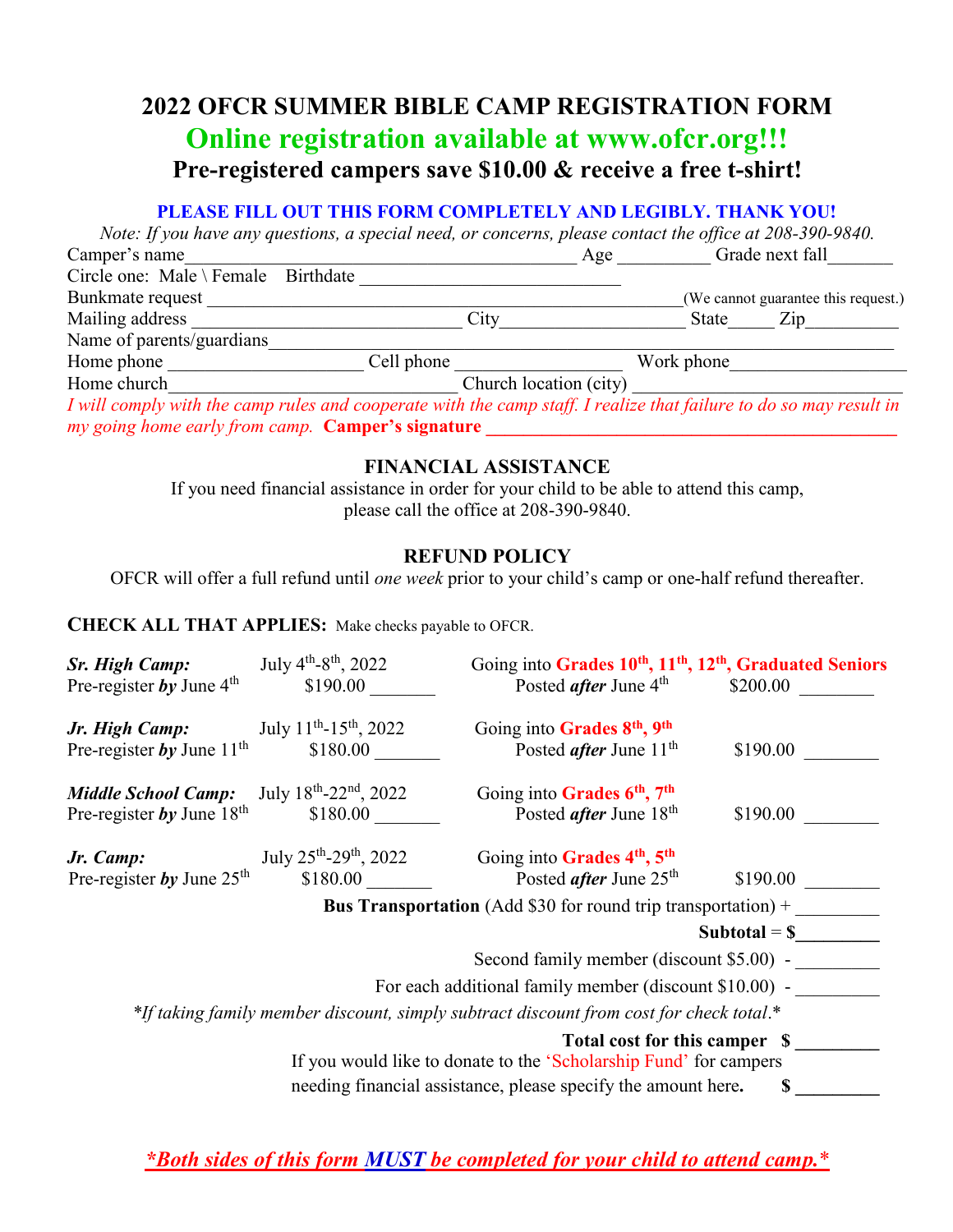# 2022 OFCR SUMMER BIBLE CAMP REGISTRATION FORM

## Online registration available at www.ofcr.org!!!

### Pre-registered campers save $10.00 & receive a free t-shirt!

**PLEASE FILL OUT THIS FORM COMPLETELY AND LEGIBLY. THANK YOU!**

*Note: If you have any questions, a special need, or concerns, please contact the office at 208-390-9840.*

Camper's name\_\_\_\_\_\_\_\_\_\_\_\_\_\_\_\_\_\_\_\_\_\_\_\_\_\_\_\_\_\_\_\_\_\_\_\_\_\_\_\_ Age \_\_\_\_\_\_\_\_\_\_ Grade next fall\_\_\_\_\_\_\_

Circle one: Male \ Female Birthdate \_\_\_\_\_\_\_\_\_\_\_\_\_\_\_\_\_\_\_\_\_\_\_\_\_\_\_

Bunkmate request \_\_\_\_\_\_\_\_\_\_\_\_\_\_\_\_\_\_\_\_\_\_\_\_\_\_\_\_\_\_\_\_\_\_\_\_\_\_\_\_\_\_\_\_\_\_\_\_\_ (We cannot guarantee this request.)

Mailing address \_\_\_\_\_\_\_\_\_\_\_\_\_\_\_\_\_\_\_\_\_\_\_\_\_\_\_\_ City\_\_\_\_\_\_\_\_\_\_\_\_\_\_\_\_\_\_ State\_\_\_\_\_ Zip\_\_\_\_\_\_\_\_\_\_

Name of parents/guardians\_\_\_\_\_\_\_\_\_\_\_\_\_\_\_\_\_\_\_\_\_\_\_\_\_\_\_\_\_\_\_\_\_\_\_\_\_\_\_\_\_\_\_\_\_\_\_\_\_\_\_\_\_\_\_\_\_\_\_\_\_\_\_

Home phone \_\_\_\_\_\_\_\_\_\_\_\_\_\_\_\_\_\_\_\_ Cell phone \_\_\_\_\_\_\_\_\_\_\_\_\_\_\_\_\_ Work phone\_\_\_\_\_\_\_\_\_\_\_\_\_\_\_\_\_\_

Home church\_\_\_\_\_\_\_\_\_\_\_\_\_\_\_\_\_\_\_\_\_\_\_\_\_\_\_\_\_\_ Church location (city) \_\_\_\_\_\_\_\_\_\_\_\_\_\_\_\_\_\_\_\_\_\_\_\_\_\_\_\_

*I will comply with the camp rules and cooperate with the camp staff. I realize that failure to do so may result in my going home early from camp.* **Camper's signature** \_\_\_\_\_\_\_\_\_\_\_\_\_\_\_\_\_\_\_\_\_\_\_\_\_\_\_\_\_\_\_\_\_\_\_\_\_\_\_\_\_\_\_\_

## FINANCIAL ASSISTANCE

If you need financial assistance in order for your child to be able to attend this camp, please call the office at 208-390-9840.

## REFUND POLICY

OFCR will offer a full refund until *one week* prior to your child's camp or one-half refund thereafter.

**CHECK ALL THAT APPLIES:** Make checks payable to OFCR.

| Camp | Dates / Pre-register price | Grades / Posted after | Price |
|---|---|---|---|
| ***Sr. High Camp:*** Pre-register ***by*** June 4th | July 4th-8th, 2022 — $190.00 \_\_\_\_\_\_\_ | Going into **Grades 10th, 11th, 12th, Graduated Seniors** — Posted ***after*** June 4th | $200.00 \_\_\_\_\_\_\_\_ |
| ***Jr. High Camp:*** Pre-register ***by*** June 11th | July 11th-15th, 2022 — $180.00 \_\_\_\_\_\_\_ | Going into **Grades 8th, 9th** — Posted ***after*** June 11th | $190.00 \_\_\_\_\_\_\_\_ |
| ***Middle School Camp:*** Pre-register ***by*** June 18th | July 18th-22nd, 2022 — $180.00 \_\_\_\_\_\_\_ | Going into **Grades 6th, 7th** — Posted ***after*** June 18th | $190.00 \_\_\_\_\_\_\_\_ |
| ***Jr. Camp:*** Pre-register ***by*** June 25th | July 25th-29th, 2022 — $180.00 \_\_\_\_\_\_\_ | Going into **Grades 4th, 5th** — Posted ***after*** June 25th | $190.00 \_\_\_\_\_\_\_\_ |

**Bus Transportation** (Add $30 for round trip transportation) + \_\_\_\_\_\_\_\_\_

**Subtotal = $\_\_\_\_\_\_\_\_\_**

Second family member (discount $5.00) - \_\_\_\_\_\_\_\_\_

For each additional family member (discount $10.00) - \_\_\_\_\_\_\_\_\_

*\*If taking family member discount, simply subtract discount from cost for check total.\**

**Total cost for this camper $ \_\_\_\_\_\_\_\_\_**

If you would like to donate to the 'Scholarship Fund' for campers needing financial assistance, please specify the amount here. **$ \_\_\_\_\_\_\_\_\_**

***\*Both sides of this form MUST be completed for your child to attend camp.\****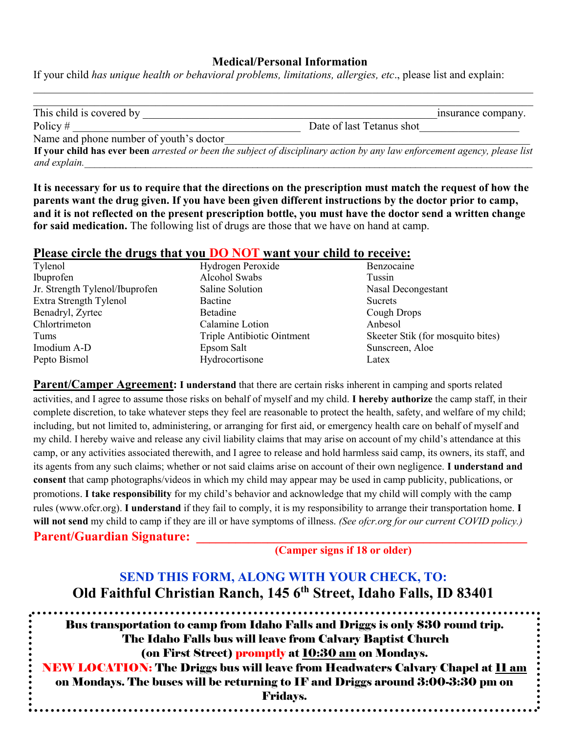## Medical/Personal Information

If your child *has unique health or behavioral problems, limitations, allergies, etc*., please list and explain: ______________________________________________________________________

______________________________________________________________________

This child is covered by ________________________________________ insurance company.

Policy # ______________________________ Date of last Tetanus shot ________________

Name and phone number of youth's doctor ________________________________________

**If your child has ever been** *arrested or been the subject of disciplinary action by any law enforcement agency, please list and explain.* ______________________________________________________________

**It is necessary for us to require that the directions on the prescription must match the request of how the parents want the drug given. If you have been given different instructions by the doctor prior to camp, and it is not reflected on the present prescription bottle, you must have the doctor send a written change for said medication.** The following list of drugs are those that we have on hand at camp.

### Please circle the drugs that you DO NOT want your child to receive:

| | | |
|---|---|---|
| Tylenol | Hydrogen Peroxide | Benzocaine |
| Ibuprofen | Alcohol Swabs | Tussin |
| Jr. Strength Tylenol/Ibuprofen | Saline Solution | Nasal Decongestant |
| Extra Strength Tylenol | Bactine | Sucrets |
| Benadryl, Zyrtec | Betadine | Cough Drops |
| Chlortrimeton | Calamine Lotion | Anbesol |
| Tums | Triple Antibiotic Ointment | Skeeter Stik (for mosquito bites) |
| Imodium A-D | Epsom Salt | Sunscreen, Aloe |
| Pepto Bismol | Hydrocortisone | Latex |

**Parent/Camper Agreement: I understand** that there are certain risks inherent in camping and sports related activities, and I agree to assume those risks on behalf of myself and my child. **I hereby authorize** the camp staff, in their complete discretion, to take whatever steps they feel are reasonable to protect the health, safety, and welfare of my child; including, but not limited to, administering, or arranging for first aid, or emergency health care on behalf of myself and my child. I hereby waive and release any civil liability claims that may arise on account of my child's attendance at this camp, or any activities associated therewith, and I agree to release and hold harmless said camp, its owners, its staff, and its agents from any such claims; whether or not said claims arise on account of their own negligence. **I understand and consent** that camp photographs/videos in which my child may appear may be used in camp publicity, publications, or promotions. **I take responsibility** for my child's behavior and acknowledge that my child will comply with the camp rules (www.ofcr.org). **I understand** if they fail to comply, it is my responsibility to arrange their transportation home. **I will not send** my child to camp if they are ill or have symptoms of illness. *(See ofcr.org for our current COVID policy.)*

**Parent/Guardian Signature:** ________________________________________

**(Camper signs if 18 or older)**

**SEND THIS FORM, ALONG WITH YOUR CHECK, TO:**

**Old Faithful Christian Ranch, 145 6th Street, Idaho Falls, ID 83401**

**Bus transportation to camp from Idaho Falls and Driggs is only $30 round trip. The Idaho Falls bus will leave from Calvary Baptist Church (on First Street) promptly at 10:30 am on Mondays. NEW LOCATION: The Driggs bus will leave from Headwaters Calvary Chapel at 11 am on Mondays. The buses will be returning to IF and Driggs around 3:00-3:30 pm on Fridays.**